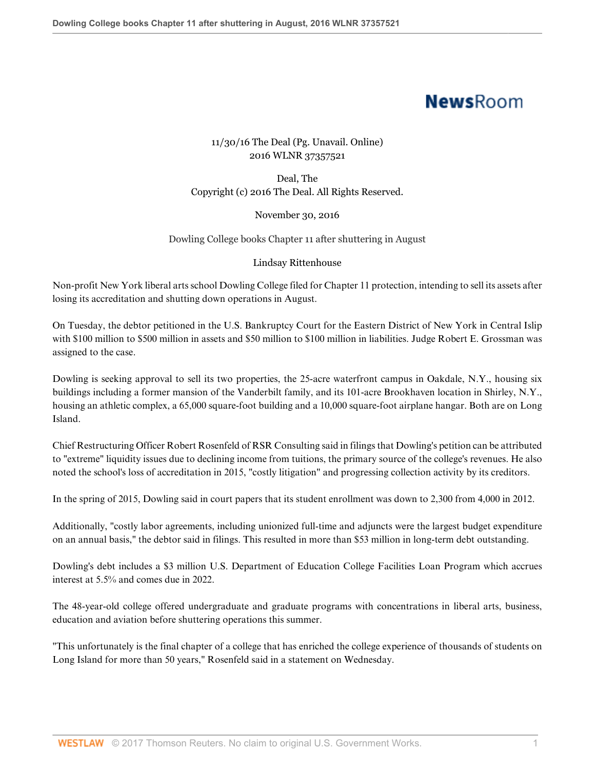11/30/16 The Deal (Pg. Unavail. Online)
2016 WLNR 37357521

Deal, The
Copyright (c) 2016 The Deal. All Rights Reserved.

November 30, 2016

# Dowling College books Chapter 11 after shuttering in August

Lindsay Rittenhouse

Non-profit New York liberal arts school Dowling College filed for Chapter 11 protection, intending to sell its assets after losing its accreditation and shutting down operations in August.

On Tuesday, the debtor petitioned in the U.S. Bankruptcy Court for the Eastern District of New York in Central Islip with $100 million to $500 million in assets and $50 million to $100 million in liabilities. Judge Robert E. Grossman was assigned to the case.

Dowling is seeking approval to sell its two properties, the 25-acre waterfront campus in Oakdale, N.Y., housing six buildings including a former mansion of the Vanderbilt family, and its 101-acre Brookhaven location in Shirley, N.Y., housing an athletic complex, a 65,000 square-foot building and a 10,000 square-foot airplane hangar. Both are on Long Island.

Chief Restructuring Officer Robert Rosenfeld of RSR Consulting said in filings that Dowling's petition can be attributed to "extreme" liquidity issues due to declining income from tuitions, the primary source of the college's revenues. He also noted the school's loss of accreditation in 2015, "costly litigation" and progressing collection activity by its creditors.

In the spring of 2015, Dowling said in court papers that its student enrollment was down to 2,300 from 4,000 in 2012.

Additionally, "costly labor agreements, including unionized full-time and adjuncts were the largest budget expenditure on an annual basis," the debtor said in filings. This resulted in more than $53 million in long-term debt outstanding.

Dowling's debt includes a $3 million U.S. Department of Education College Facilities Loan Program which accrues interest at 5.5% and comes due in 2022.

The 48-year-old college offered undergraduate and graduate programs with concentrations in liberal arts, business, education and aviation before shuttering operations this summer.

"This unfortunately is the final chapter of a college that has enriched the college experience of thousands of students on Long Island for more than 50 years," Rosenfeld said in a statement on Wednesday.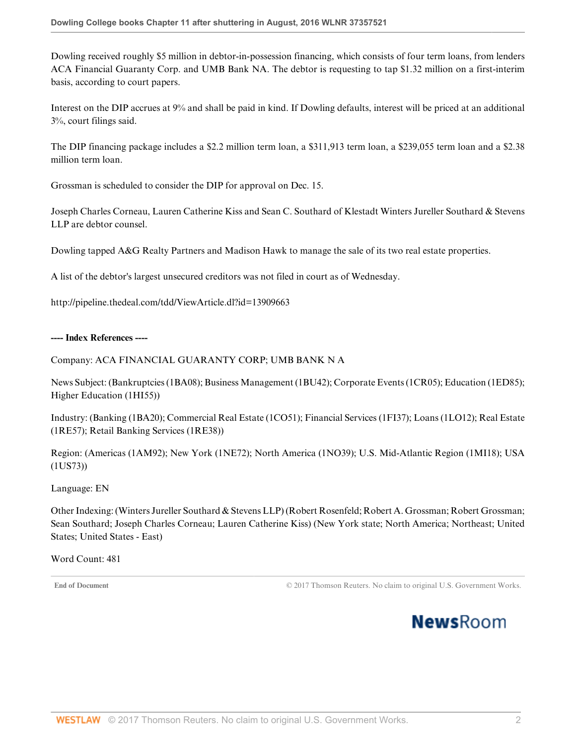Dowling received roughly $5 million in debtor-in-possession financing, which consists of four term loans, from lenders ACA Financial Guaranty Corp. and UMB Bank NA. The debtor is requesting to tap $1.32 million on a first-interim basis, according to court papers.

Interest on the DIP accrues at 9% and shall be paid in kind. If Dowling defaults, interest will be priced at an additional 3%, court filings said.

The DIP financing package includes a $2.2 million term loan, a $311,913 term loan, a $239,055 term loan and a $2.38 million term loan.

Grossman is scheduled to consider the DIP for approval on Dec. 15.

Joseph Charles Corneau, Lauren Catherine Kiss and Sean C. Southard of Klestadt Winters Jureller Southard & Stevens LLP are debtor counsel.

Dowling tapped A&G Realty Partners and Madison Hawk to manage the sale of its two real estate properties.

A list of the debtor's largest unsecured creditors was not filed in court as of Wednesday.

http://pipeline.thedeal.com/tdd/ViewArticle.dl?id=13909663

**---- Index References ----**

Company: ACA FINANCIAL GUARANTY CORP; UMB BANK N A

News Subject: (Bankruptcies (1BA08); Business Management (1BU42); Corporate Events (1CR05); Education (1ED85); Higher Education (1HI55))

Industry: (Banking (1BA20); Commercial Real Estate (1CO51); Financial Services (1FI37); Loans (1LO12); Real Estate (1RE57); Retail Banking Services (1RE38))

Region: (Americas (1AM92); New York (1NE72); North America (1NO39); U.S. Mid-Atlantic Region (1MI18); USA (1US73))

Language: EN

Other Indexing: (Winters Jureller Southard & Stevens LLP) (Robert Rosenfeld; Robert A. Grossman; Robert Grossman; Sean Southard; Joseph Charles Corneau; Lauren Catherine Kiss) (New York state; North America; Northeast; United States; United States - East)

Word Count: 481

**End of Document** © 2017 Thomson Reuters. No claim to original U.S. Government Works.